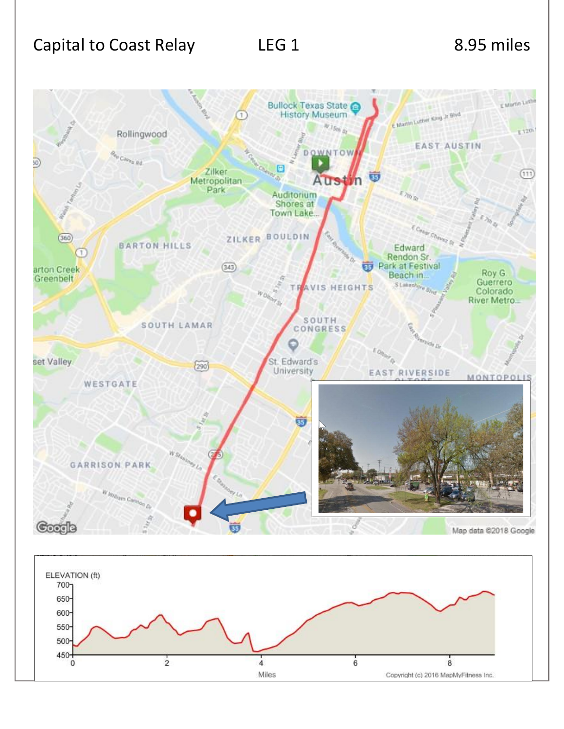Capital to Coast Relay LEG 1 8.95 miles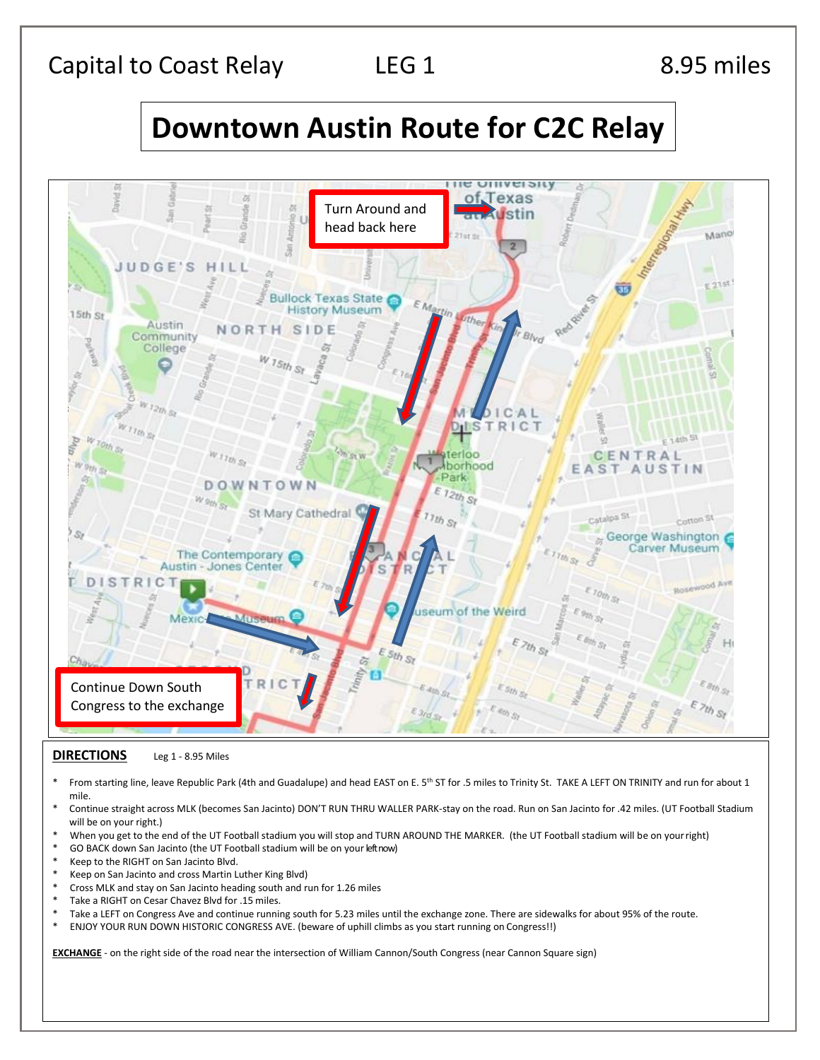Capital to Coast Relay LEG 1 8.95 miles

# Downtown Austin Route for C2C Relay

Turn Around and head back here

Continue Down South Congress to the exchange

**DIRECTIONS** Leg 1 - 8.95 Miles

* From starting line, leave Republic Park (4th and Guadalupe) and head EAST on E. 5th ST for .5 miles to Trinity St. TAKE A LEFT ON TRINITY and run for about 1 mile.
* Continue straight across MLK (becomes San Jacinto) DON'T RUN THRU WALLER PARK-stay on the road. Run on San Jacinto for .42 miles. (UT Football Stadium will be on your right.)
* When you get to the end of the UT Football stadium you will stop and TURN AROUND THE MARKER. (the UT Football stadium will be on your right)
* GO BACK down San Jacinto (the UT Football stadium will be on your left now)
* Keep to the RIGHT on San Jacinto Blvd.
* Keep on San Jacinto and cross Martin Luther King Blvd)
* Cross MLK and stay on San Jacinto heading south and run for 1.26 miles
* Take a RIGHT on Cesar Chavez Blvd for .15 miles.
* Take a LEFT on Congress Ave and continue running south for 5.23 miles until the exchange zone. There are sidewalks for about 95% of the route.
* ENJOY YOUR RUN DOWN HISTORIC CONGRESS AVE. (beware of uphill climbs as you start running on Congress!!)

**EXCHANGE** - on the right side of the road near the intersection of William Cannon/South Congress (near Cannon Square sign)